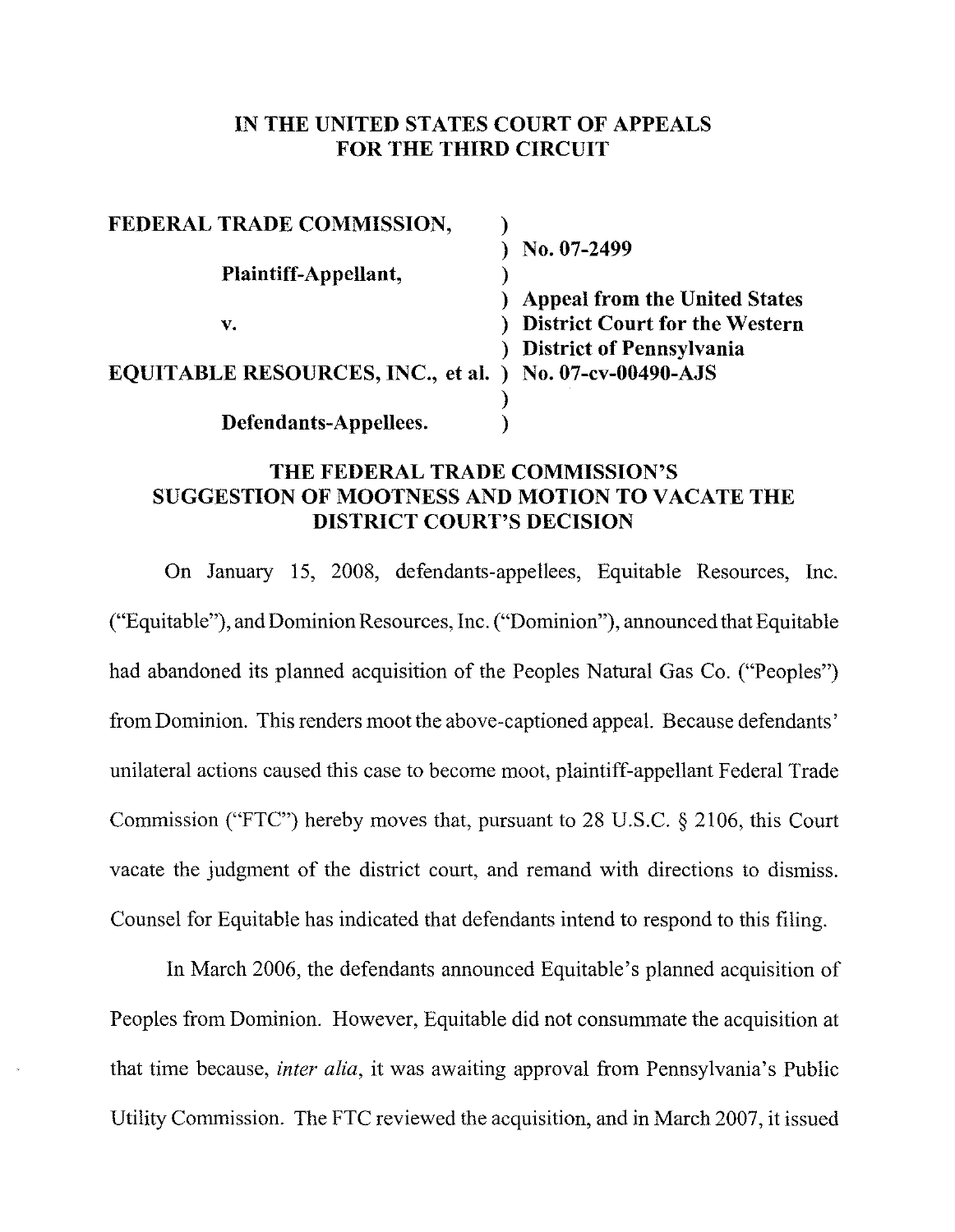# IN THE UNITED STATES COURT OF APPEALS FOR THE THIRD CIRCUIT

| | |
|---|---|
| **FEDERAL TRADE COMMISSION,** | ) |
| | ) **No. 07-2499** |
| **Plaintiff-Appellant,** | ) |
| | ) **Appeal from the United States** |
| **v.** | ) **District Court for the Western** |
| | ) **District of Pennsylvania** |
| **EQUITABLE RESOURCES, INC., et al.** | ) **No. 07-cv-00490-AJS** |
| | ) |
| **Defendants-Appellees.** | ) |

## THE FEDERAL TRADE COMMISSION'S SUGGESTION OF MOOTNESS AND MOTION TO VACATE THE DISTRICT COURT'S DECISION

On January 15, 2008, defendants-appellees, Equitable Resources, Inc. ("Equitable"), and Dominion Resources, Inc. ("Dominion"), announced that Equitable had abandoned its planned acquisition of the Peoples Natural Gas Co. ("Peoples") from Dominion. This renders moot the above-captioned appeal. Because defendants' unilateral actions caused this case to become moot, plaintiff-appellant Federal Trade Commission ("FTC") hereby moves that, pursuant to 28 U.S.C. § 2106, this Court vacate the judgment of the district court, and remand with directions to dismiss. Counsel for Equitable has indicated that defendants intend to respond to this filing.

In March 2006, the defendants announced Equitable's planned acquisition of Peoples from Dominion. However, Equitable did not consummate the acquisition at that time because, *inter alia*, it was awaiting approval from Pennsylvania's Public Utility Commission. The FTC reviewed the acquisition, and in March 2007, it issued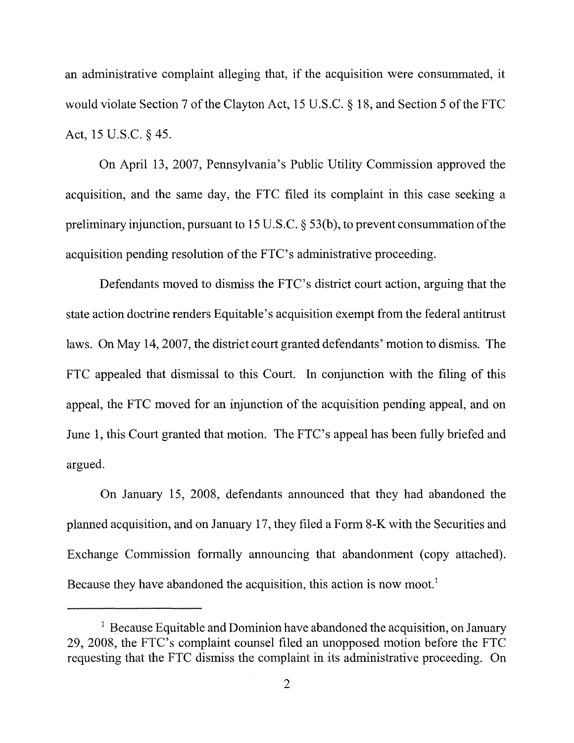an administrative complaint alleging that, if the acquisition were consummated, it would violate Section 7 of the Clayton Act, 15 U.S.C. § 18, and Section 5 of the FTC Act, 15 U.S.C. § 45.

On April 13, 2007, Pennsylvania's Public Utility Commission approved the acquisition, and the same day, the FTC filed its complaint in this case seeking a preliminary injunction, pursuant to 15 U.S.C. § 53(b), to prevent consummation of the acquisition pending resolution of the FTC's administrative proceeding.

Defendants moved to dismiss the FTC's district court action, arguing that the state action doctrine renders Equitable's acquisition exempt from the federal antitrust laws. On May 14, 2007, the district court granted defendants' motion to dismiss. The FTC appealed that dismissal to this Court. In conjunction with the filing of this appeal, the FTC moved for an injunction of the acquisition pending appeal, and on June 1, this Court granted that motion. The FTC's appeal has been fully briefed and argued.

On January 15, 2008, defendants announced that they had abandoned the planned acquisition, and on January 17, they filed a Form 8-K with the Securities and Exchange Commission formally announcing that abandonment (copy attached). Because they have abandoned the acquisition, this action is now moot.[1]

---

[1] Because Equitable and Dominion have abandoned the acquisition, on January 29, 2008, the FTC's complaint counsel filed an unopposed motion before the FTC requesting that the FTC dismiss the complaint in its administrative proceeding. On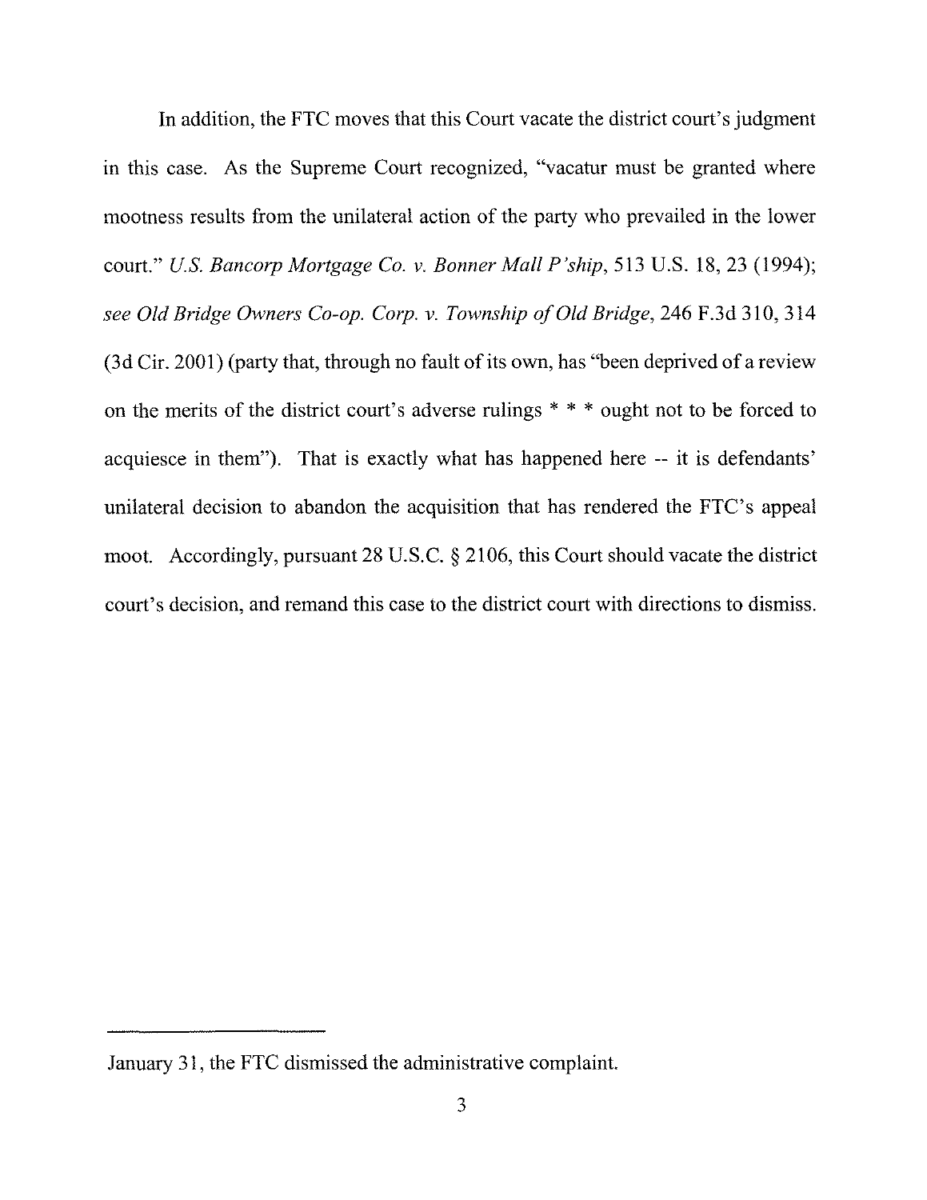In addition, the FTC moves that this Court vacate the district court's judgment in this case. As the Supreme Court recognized, "vacatur must be granted where mootness results from the unilateral action of the party who prevailed in the lower court." *U.S. Bancorp Mortgage Co. v. Bonner Mall P'ship*, 513 U.S. 18, 23 (1994); *see Old Bridge Owners Co-op. Corp. v. Township of Old Bridge*, 246 F.3d 310, 314 (3d Cir. 2001) (party that, through no fault of its own, has "been deprived of a review on the merits of the district court's adverse rulings * * * ought not to be forced to acquiesce in them"). That is exactly what has happened here -- it is defendants' unilateral decision to abandon the acquisition that has rendered the FTC's appeal moot. Accordingly, pursuant 28 U.S.C. § 2106, this Court should vacate the district court's decision, and remand this case to the district court with directions to dismiss.

---

January 31, the FTC dismissed the administrative complaint.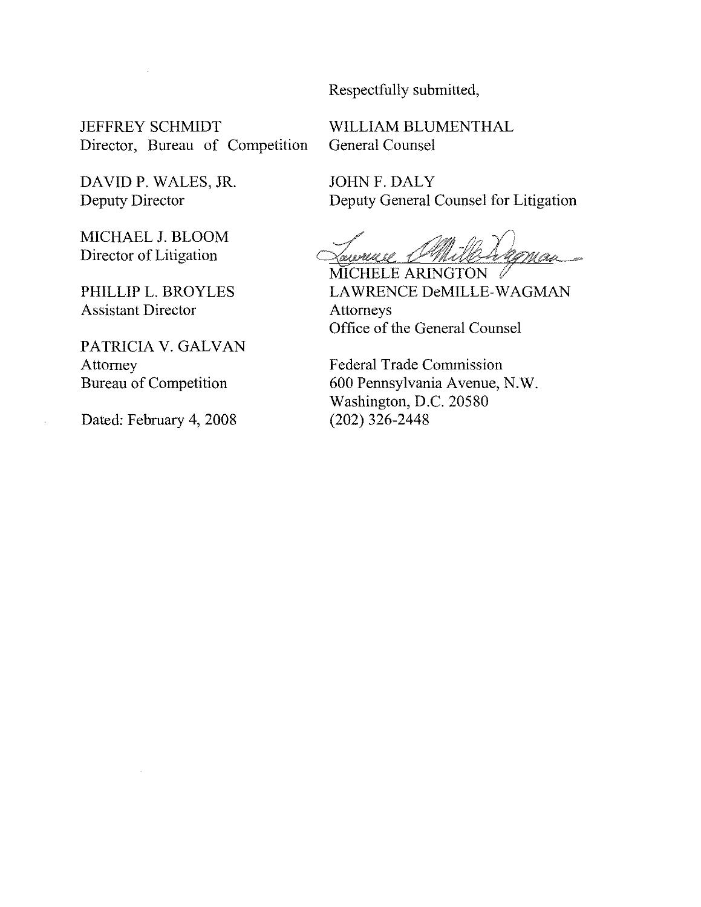Respectfully submitted,

JEFFREY SCHMIDT
Director, Bureau of Competition

DAVID P. WALES, JR.
Deputy Director

MICHAEL J. BLOOM
Director of Litigation

PHILLIP L. BROYLES
Assistant Director

PATRICIA V. GALVAN
Attorney
Bureau of Competition

Dated: February 4, 2008

WILLIAM BLUMENTHAL
General Counsel

JOHN F. DALY
Deputy General Counsel for Litigation

MICHELE ARINGTON
LAWRENCE DeMILLE-WAGMAN
Attorneys
Office of the General Counsel

Federal Trade Commission
600 Pennsylvania Avenue, N.W.
Washington, D.C. 20580
(202) 326-2448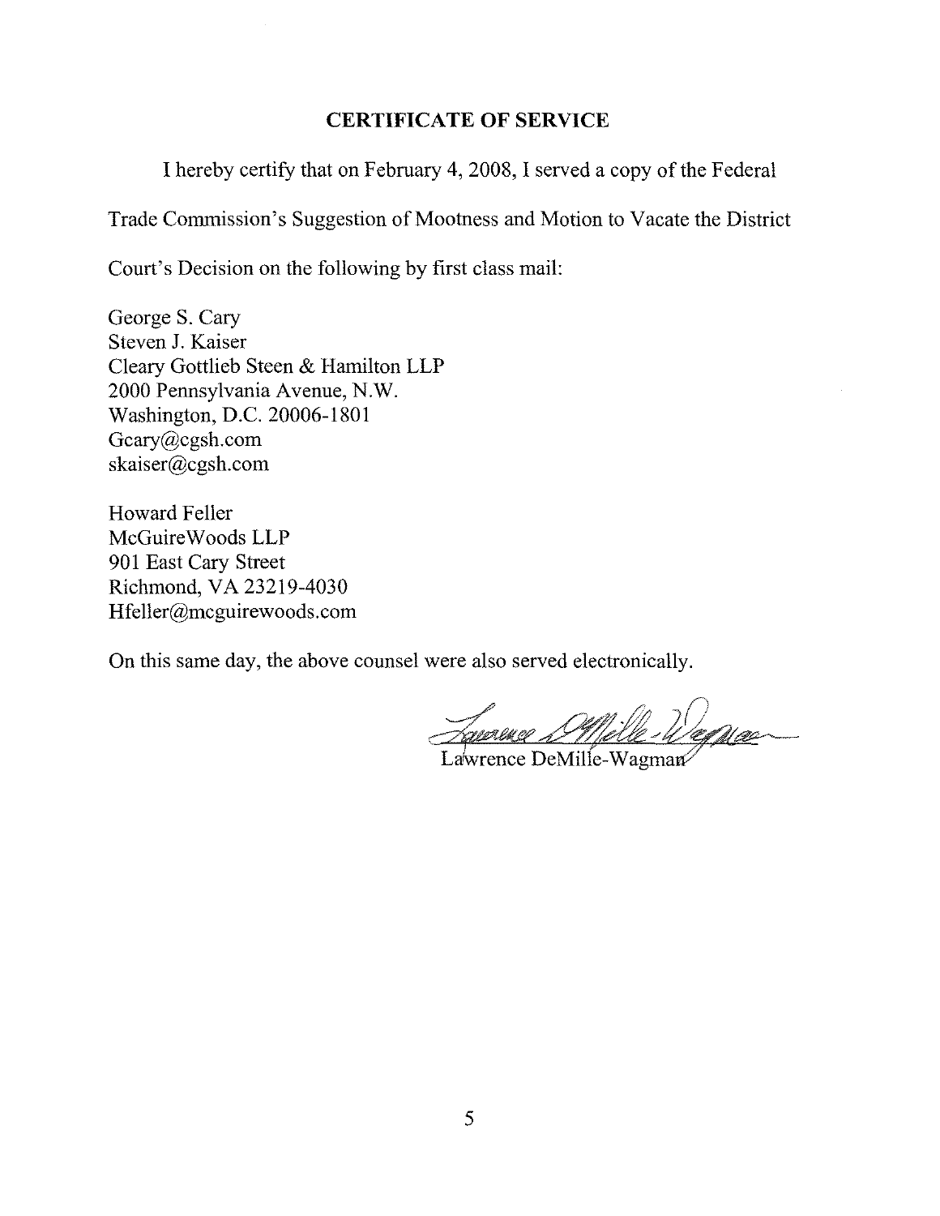## CERTIFICATE OF SERVICE

I hereby certify that on February 4, 2008, I served a copy of the Federal Trade Commission's Suggestion of Mootness and Motion to Vacate the District Court's Decision on the following by first class mail:

George S. Cary
Steven J. Kaiser
Cleary Gottlieb Steen & Hamilton LLP
2000 Pennsylvania Avenue, N.W.
Washington, D.C. 20006-1801
Gcary@cgsh.com
skaiser@cgsh.com

Howard Feller
McGuireWoods LLP
901 East Cary Street
Richmond, VA 23219-4030
Hfeller@mcguirewoods.com

On this same day, the above counsel were also served electronically.

Lawrence DeMille-Wagman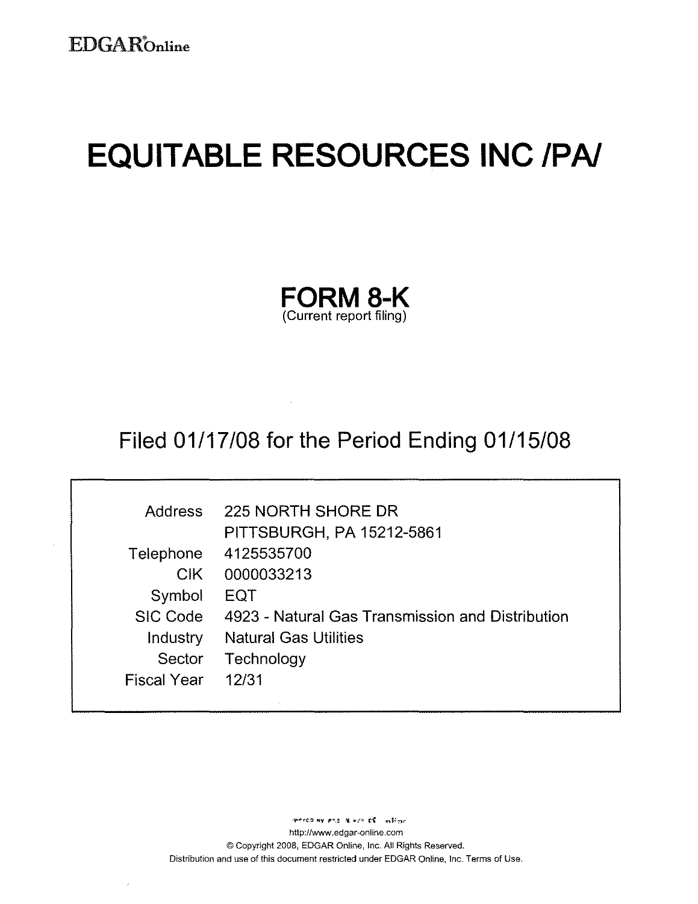EDGAR®Online

# EQUITABLE RESOURCES INC /PA/

## FORM 8-K
(Current report filing)

## Filed 01/17/08 for the Period Ending 01/15/08

| | |
|---|---|
| Address | 225 NORTH SHORE DR<br>PITTSBURGH, PA 15212-5861 |
| Telephone | 4125535700 |
| CIK | 0000033213 |
| Symbol | EQT |
| SIC Code | 4923 - Natural Gas Transmission and Distribution |
| Industry | Natural Gas Utilities |
| Sector | Technology |
| Fiscal Year | 12/31 |

http://www.edgar-online.com
© Copyright 2008, EDGAR Online, Inc. All Rights Reserved.
Distribution and use of this document restricted under EDGAR Online, Inc. Terms of Use.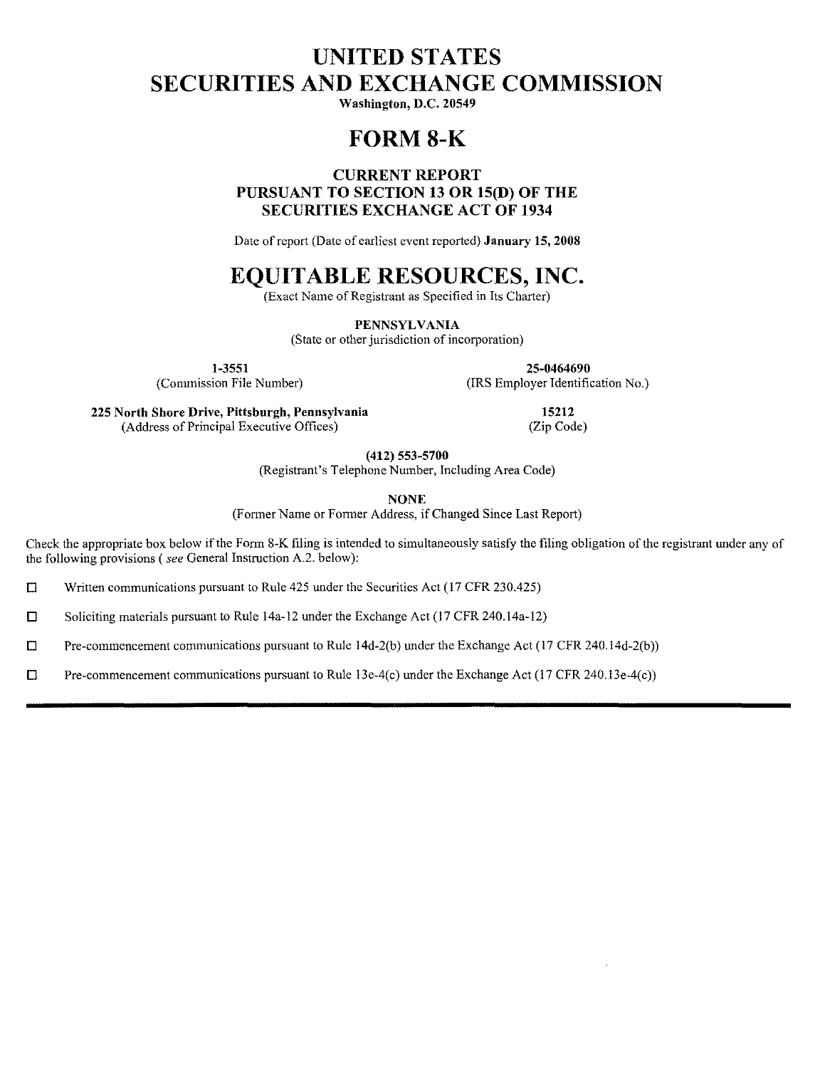# UNITED STATES SECURITIES AND EXCHANGE COMMISSION

**Washington, D.C. 20549**

# FORM 8-K

**CURRENT REPORT**
**PURSUANT TO SECTION 13 OR 15(D) OF THE SECURITIES EXCHANGE ACT OF 1934**

Date of report (Date of earliest event reported) **January 15, 2008**

# EQUITABLE RESOURCES, INC.

(Exact Name of Registrant as Specified in Its Charter)

**PENNSYLVANIA**
(State or other jurisdiction of incorporation)

| **1-3551** | **25-0464690** |
|---|---|
| (Commission File Number) | (IRS Employer Identification No.) |

| **225 North Shore Drive, Pittsburgh, Pennsylvania** | **15212** |
|---|---|
| (Address of Principal Executive Offices) | (Zip Code) |

**(412) 553-5700**
(Registrant's Telephone Number, Including Area Code)

**NONE**
(Former Name or Former Address, if Changed Since Last Report)

Check the appropriate box below if the Form 8-K filing is intended to simultaneously satisfy the filing obligation of the registrant under any of the following provisions ( *see* General Instruction A.2. below):

☐ Written communications pursuant to Rule 425 under the Securities Act (17 CFR 230.425)

☐ Soliciting materials pursuant to Rule 14a-12 under the Exchange Act (17 CFR 240.14a-12)

☐ Pre-commencement communications pursuant to Rule 14d-2(b) under the Exchange Act (17 CFR 240.14d-2(b))

☐ Pre-commencement communications pursuant to Rule 13e-4(c) under the Exchange Act (17 CFR 240.13e-4(c))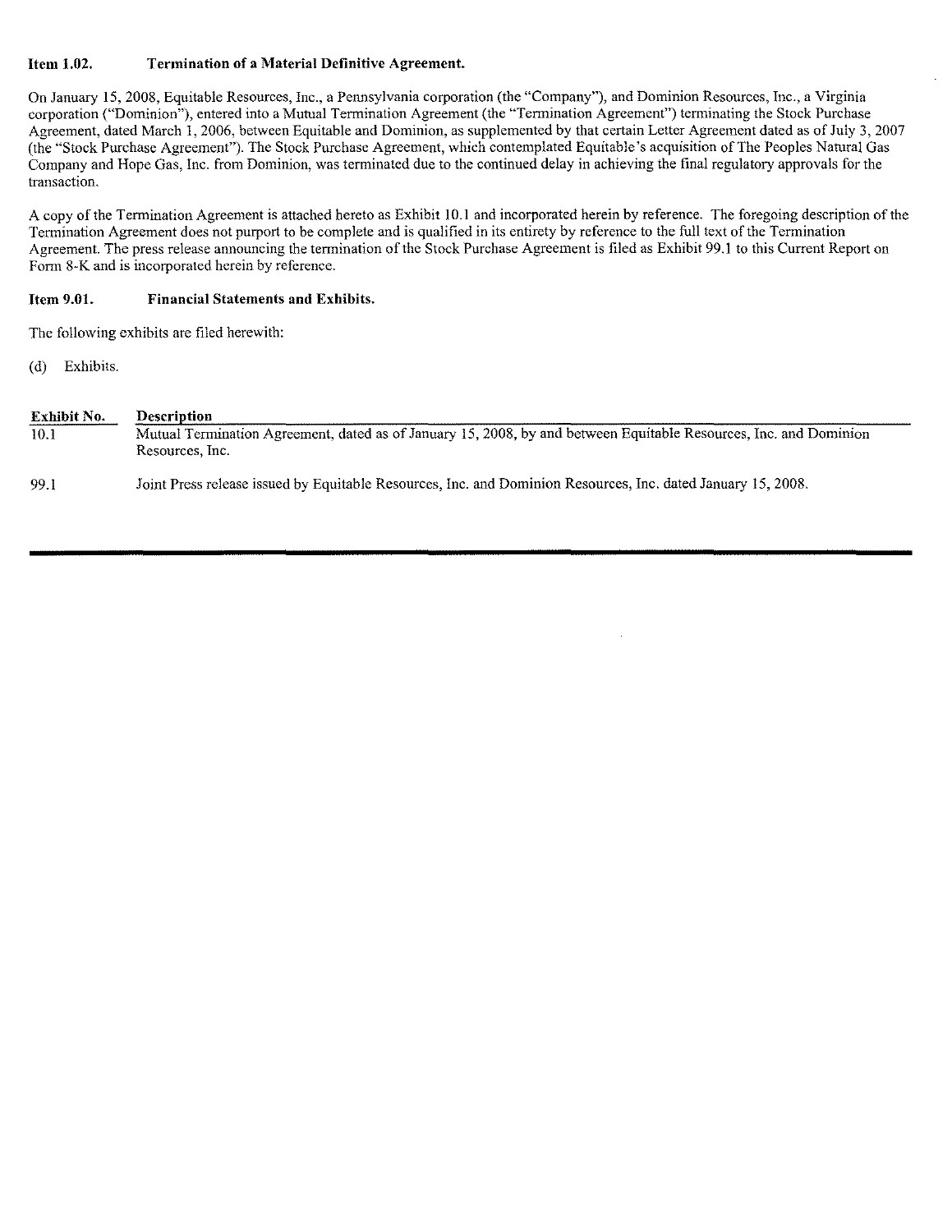**Item 1.02. Termination of a Material Definitive Agreement.**

On January 15, 2008, Equitable Resources, Inc., a Pennsylvania corporation (the "Company"), and Dominion Resources, Inc., a Virginia corporation ("Dominion"), entered into a Mutual Termination Agreement (the "Termination Agreement") terminating the Stock Purchase Agreement, dated March 1, 2006, between Equitable and Dominion, as supplemented by that certain Letter Agreement dated as of July 3, 2007 (the "Stock Purchase Agreement"). The Stock Purchase Agreement, which contemplated Equitable's acquisition of The Peoples Natural Gas Company and Hope Gas, Inc. from Dominion, was terminated due to the continued delay in achieving the final regulatory approvals for the transaction.

A copy of the Termination Agreement is attached hereto as Exhibit 10.1 and incorporated herein by reference. The foregoing description of the Termination Agreement does not purport to be complete and is qualified in its entirety by reference to the full text of the Termination Agreement. The press release announcing the termination of the Stock Purchase Agreement is filed as Exhibit 99.1 to this Current Report on Form 8-K and is incorporated herein by reference.

**Item 9.01. Financial Statements and Exhibits.**

The following exhibits are filed herewith:

(d) Exhibits.

| Exhibit No. | Description |
| --- | --- |
| 10.1 | Mutual Termination Agreement, dated as of January 15, 2008, by and between Equitable Resources, Inc. and Dominion Resources, Inc. |
| 99.1 | Joint Press release issued by Equitable Resources, Inc. and Dominion Resources, Inc. dated January 15, 2008. |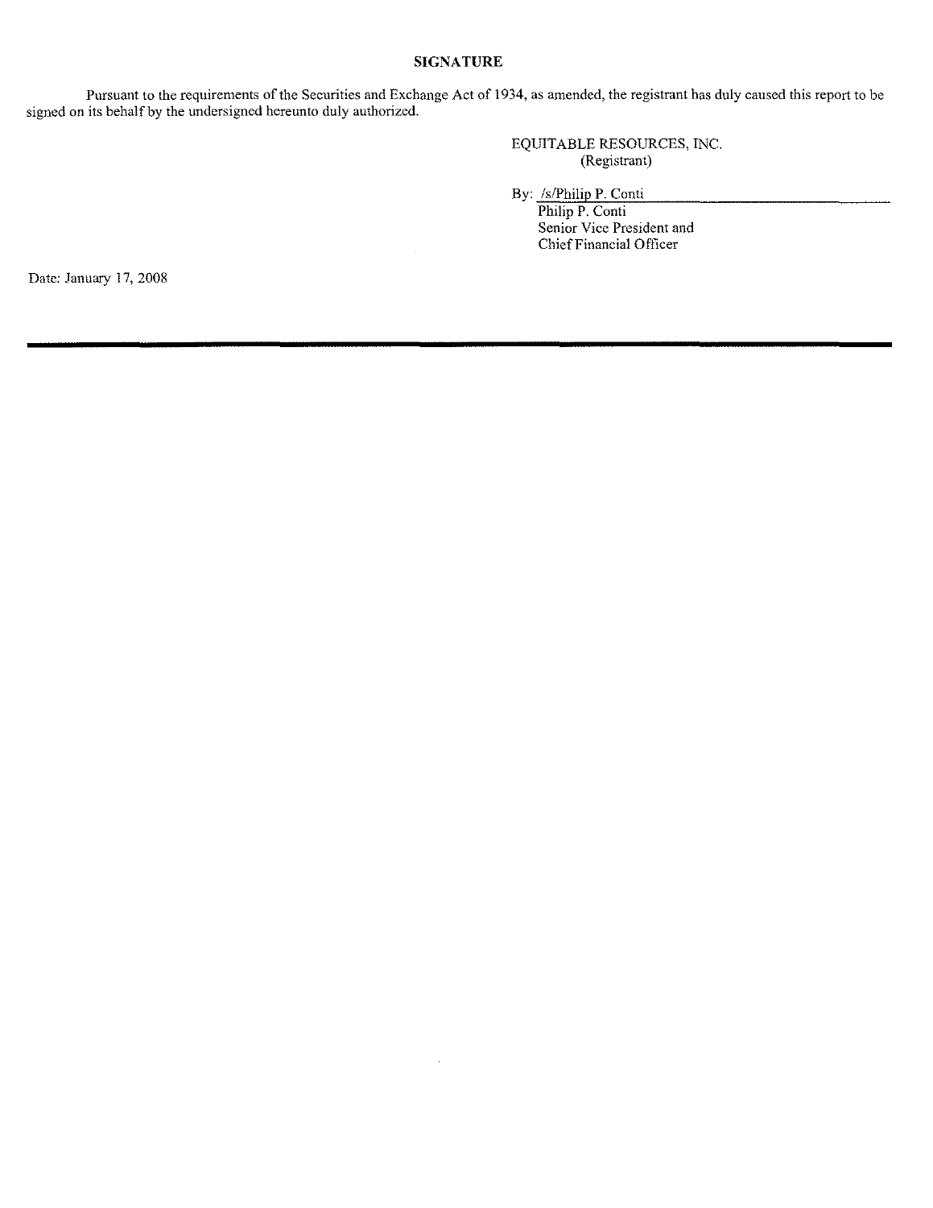# SIGNATURE

Pursuant to the requirements of the Securities and Exchange Act of 1934, as amended, the registrant has duly caused this report to be signed on its behalf by the undersigned hereunto duly authorized.

EQUITABLE RESOURCES, INC.
(Registrant)

By: /s/Philip P. Conti
Philip P. Conti
Senior Vice President and
Chief Financial Officer

Date: January 17, 2008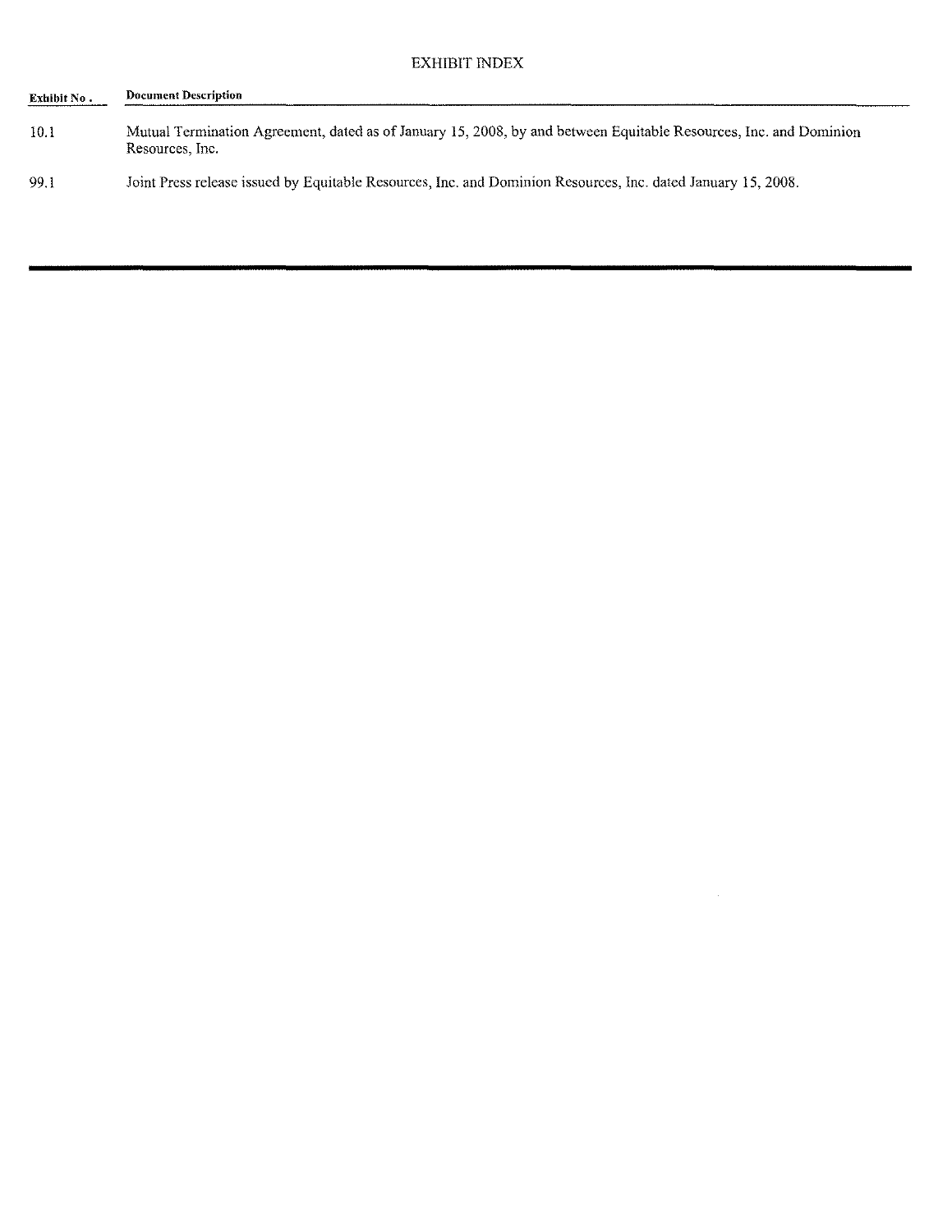# EXHIBIT INDEX

| Exhibit No. | Document Description |
| --- | --- |
| 10.1 | Mutual Termination Agreement, dated as of January 15, 2008, by and between Equitable Resources, Inc. and Dominion Resources, Inc. |
| 99.1 | Joint Press release issued by Equitable Resources, Inc. and Dominion Resources, Inc. dated January 15, 2008. |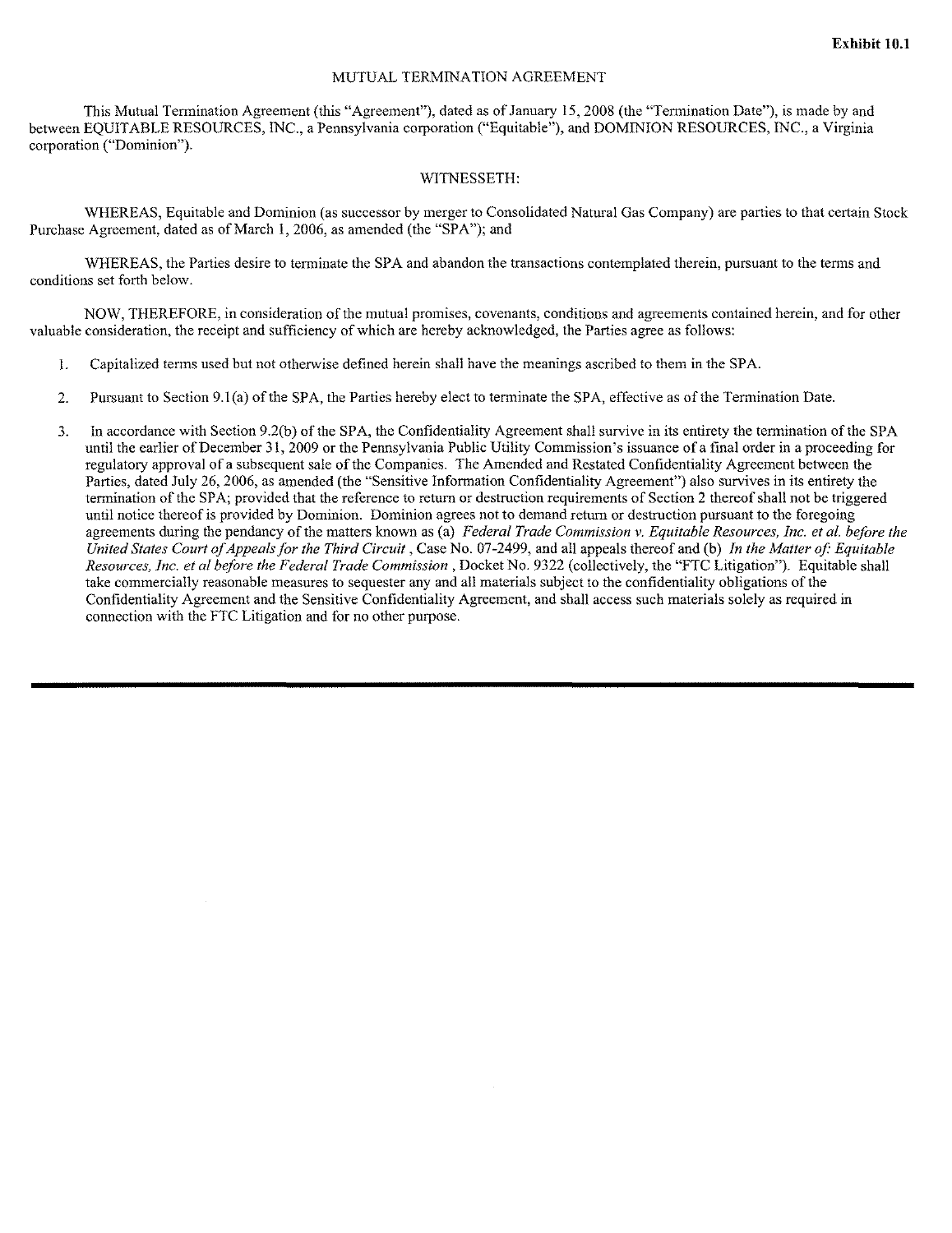**Exhibit 10.1**

# MUTUAL TERMINATION AGREEMENT

This Mutual Termination Agreement (this "Agreement"), dated as of January 15, 2008 (the "Termination Date"), is made by and between EQUITABLE RESOURCES, INC., a Pennsylvania corporation ("Equitable"), and DOMINION RESOURCES, INC., a Virginia corporation ("Dominion").

WITNESSETH:

WHEREAS, Equitable and Dominion (as successor by merger to Consolidated Natural Gas Company) are parties to that certain Stock Purchase Agreement, dated as of March 1, 2006, as amended (the "SPA"); and

WHEREAS, the Parties desire to terminate the SPA and abandon the transactions contemplated therein, pursuant to the terms and conditions set forth below.

NOW, THEREFORE, in consideration of the mutual promises, covenants, conditions and agreements contained herein, and for other valuable consideration, the receipt and sufficiency of which are hereby acknowledged, the Parties agree as follows:

1. Capitalized terms used but not otherwise defined herein shall have the meanings ascribed to them in the SPA.

2. Pursuant to Section 9.1(a) of the SPA, the Parties hereby elect to terminate the SPA, effective as of the Termination Date.

3. In accordance with Section 9.2(b) of the SPA, the Confidentiality Agreement shall survive in its entirety the termination of the SPA until the earlier of December 31, 2009 or the Pennsylvania Public Utility Commission's issuance of a final order in a proceeding for regulatory approval of a subsequent sale of the Companies. The Amended and Restated Confidentiality Agreement between the Parties, dated July 26, 2006, as amended (the "Sensitive Information Confidentiality Agreement") also survives in its entirety the termination of the SPA; provided that the reference to return or destruction requirements of Section 2 thereof shall not be triggered until notice thereof is provided by Dominion. Dominion agrees not to demand return or destruction pursuant to the foregoing agreements during the pendancy of the matters known as (a) *Federal Trade Commission v. Equitable Resources, Inc. et al. before the United States Court of Appeals for the Third Circuit*, Case No. 07-2499, and all appeals thereof and (b) *In the Matter of: Equitable Resources, Inc. et al before the Federal Trade Commission*, Docket No. 9322 (collectively, the "FTC Litigation"). Equitable shall take commercially reasonable measures to sequester any and all materials subject to the confidentiality obligations of the Confidentiality Agreement and the Sensitive Confidentiality Agreement, and shall access such materials solely as required in connection with the FTC Litigation and for no other purpose.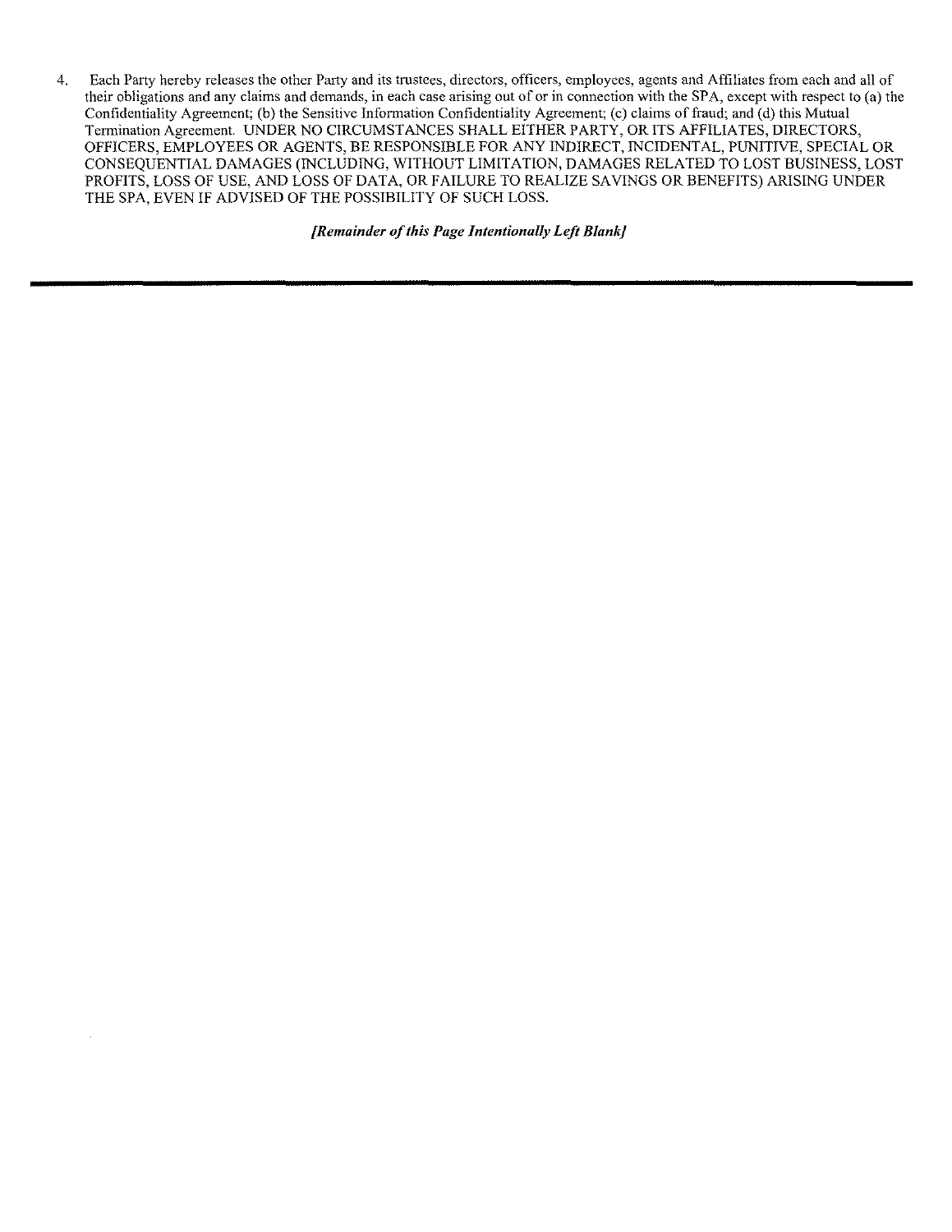4. Each Party hereby releases the other Party and its trustees, directors, officers, employees, agents and Affiliates from each and all of their obligations and any claims and demands, in each case arising out of or in connection with the SPA, except with respect to (a) the Confidentiality Agreement; (b) the Sensitive Information Confidentiality Agreement; (c) claims of fraud; and (d) this Mutual Termination Agreement. UNDER NO CIRCUMSTANCES SHALL EITHER PARTY, OR ITS AFFILIATES, DIRECTORS, OFFICERS, EMPLOYEES OR AGENTS, BE RESPONSIBLE FOR ANY INDIRECT, INCIDENTAL, PUNITIVE, SPECIAL OR CONSEQUENTIAL DAMAGES (INCLUDING, WITHOUT LIMITATION, DAMAGES RELATED TO LOST BUSINESS, LOST PROFITS, LOSS OF USE, AND LOSS OF DATA, OR FAILURE TO REALIZE SAVINGS OR BENEFITS) ARISING UNDER THE SPA, EVEN IF ADVISED OF THE POSSIBILITY OF SUCH LOSS.

***[Remainder of this Page Intentionally Left Blank]***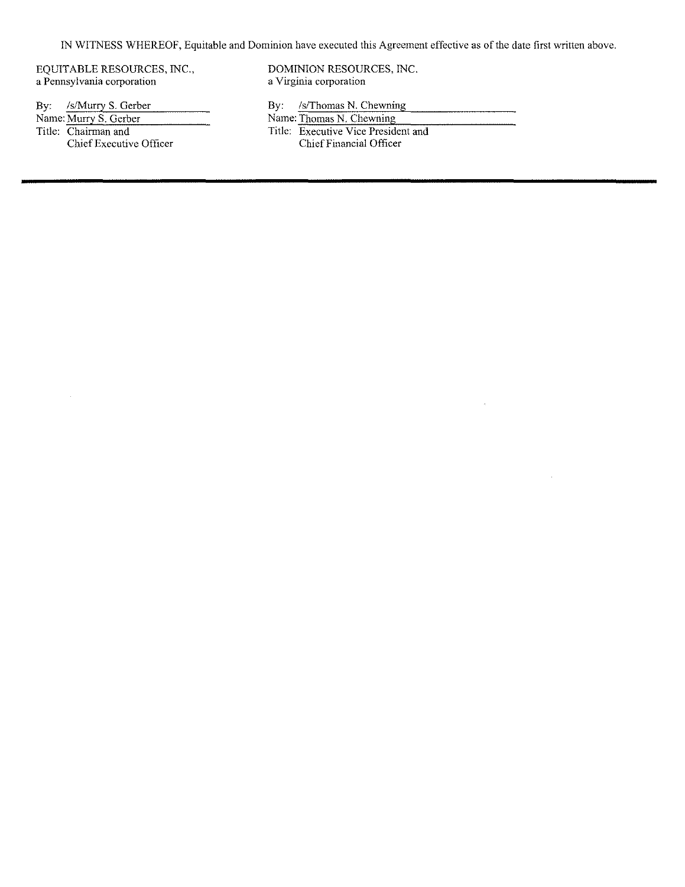IN WITNESS WHEREOF, Equitable and Dominion have executed this Agreement effective as of the date first written above.

EQUITABLE RESOURCES, INC.,
a Pennsylvania corporation

By: /s/Murry S. Gerber
Name: Murry S. Gerber
Title: Chairman and Chief Executive Officer

DOMINION RESOURCES, INC.
a Virginia corporation

By: /s/Thomas N. Chewning
Name: Thomas N. Chewning
Title: Executive Vice President and Chief Financial Officer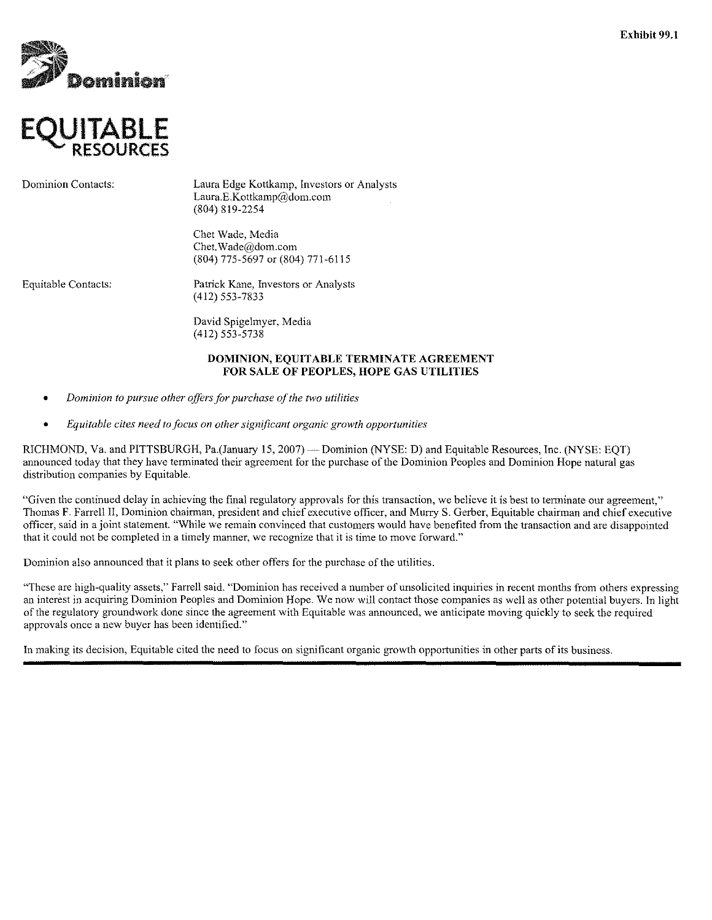Exhibit 99.1

Dominion

EQUITABLE RESOURCES

| | |
|---|---|
| Dominion Contacts: | Laura Edge Kottkamp, Investors or Analysts<br>Laura.E.Kottkamp@dom.com<br>(804) 819-2254 |
| | Chet Wade, Media<br>Chet.Wade@dom.com<br>(804) 775-5697 or (804) 771-6115 |
| Equitable Contacts: | Patrick Kane, Investors or Analysts<br>(412) 553-7833 |
| | David Spigelmyer, Media<br>(412) 553-5738 |

**DOMINION, EQUITABLE TERMINATE AGREEMENT FOR SALE OF PEOPLES, HOPE GAS UTILITIES**

- *Dominion to pursue other offers for purchase of the two utilities*
- *Equitable cites need to focus on other significant organic growth opportunities*

RICHMOND, Va. and PITTSBURGH, Pa.(January 15, 2007) — Dominion (NYSE: D) and Equitable Resources, Inc. (NYSE: EQT) announced today that they have terminated their agreement for the purchase of the Dominion Peoples and Dominion Hope natural gas distribution companies by Equitable.

"Given the continued delay in achieving the final regulatory approvals for this transaction, we believe it is best to terminate our agreement," Thomas F. Farrell II, Dominion chairman, president and chief executive officer, and Murry S. Gerber, Equitable chairman and chief executive officer, said in a joint statement. "While we remain convinced that customers would have benefited from the transaction and are disappointed that it could not be completed in a timely manner, we recognize that it is time to move forward."

Dominion also announced that it plans to seek other offers for the purchase of the utilities.

"These are high-quality assets," Farrell said. "Dominion has received a number of unsolicited inquiries in recent months from others expressing an interest in acquiring Dominion Peoples and Dominion Hope. We now will contact those companies as well as other potential buyers. In light of the regulatory groundwork done since the agreement with Equitable was announced, we anticipate moving quickly to seek the required approvals once a new buyer has been identified."

In making its decision, Equitable cited the need to focus on significant organic growth opportunities in other parts of its business.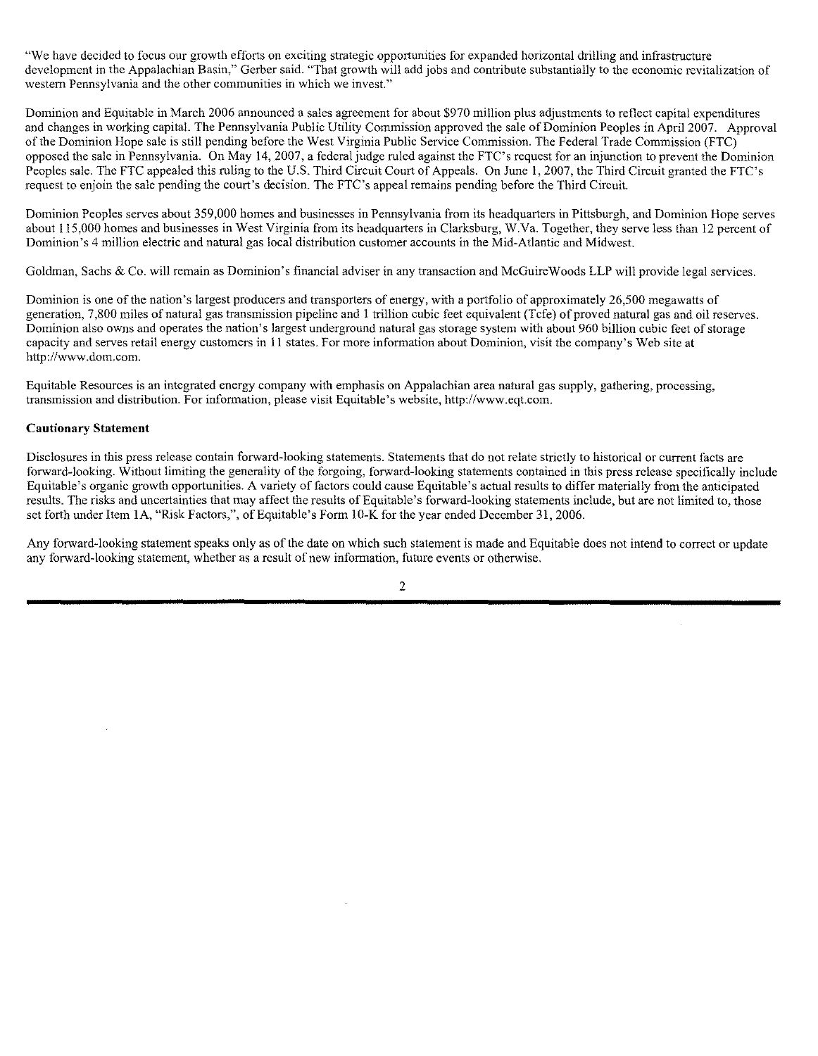"We have decided to focus our growth efforts on exciting strategic opportunities for expanded horizontal drilling and infrastructure development in the Appalachian Basin," Gerber said. "That growth will add jobs and contribute substantially to the economic revitalization of western Pennsylvania and the other communities in which we invest."

Dominion and Equitable in March 2006 announced a sales agreement for about $970 million plus adjustments to reflect capital expenditures and changes in working capital. The Pennsylvania Public Utility Commission approved the sale of Dominion Peoples in April 2007. Approval of the Dominion Hope sale is still pending before the West Virginia Public Service Commission. The Federal Trade Commission (FTC) opposed the sale in Pennsylvania. On May 14, 2007, a federal judge ruled against the FTC's request for an injunction to prevent the Dominion Peoples sale. The FTC appealed this ruling to the U.S. Third Circuit Court of Appeals. On June 1, 2007, the Third Circuit granted the FTC's request to enjoin the sale pending the court's decision. The FTC's appeal remains pending before the Third Circuit.

Dominion Peoples serves about 359,000 homes and businesses in Pennsylvania from its headquarters in Pittsburgh, and Dominion Hope serves about 115,000 homes and businesses in West Virginia from its headquarters in Clarksburg, W.Va. Together, they serve less than 12 percent of Dominion's 4 million electric and natural gas local distribution customer accounts in the Mid-Atlantic and Midwest.

Goldman, Sachs & Co. will remain as Dominion's financial adviser in any transaction and McGuireWoods LLP will provide legal services.

Dominion is one of the nation's largest producers and transporters of energy, with a portfolio of approximately 26,500 megawatts of generation, 7,800 miles of natural gas transmission pipeline and 1 trillion cubic feet equivalent (Tcfe) of proved natural gas and oil reserves. Dominion also owns and operates the nation's largest underground natural gas storage system with about 960 billion cubic feet of storage capacity and serves retail energy customers in 11 states. For more information about Dominion, visit the company's Web site at http://www.dom.com.

Equitable Resources is an integrated energy company with emphasis on Appalachian area natural gas supply, gathering, processing, transmission and distribution. For information, please visit Equitable's website, http://www.eqt.com.

**Cautionary Statement**

Disclosures in this press release contain forward-looking statements. Statements that do not relate strictly to historical or current facts are forward-looking. Without limiting the generality of the forgoing, forward-looking statements contained in this press release specifically include Equitable's organic growth opportunities. A variety of factors could cause Equitable's actual results to differ materially from the anticipated results. The risks and uncertainties that may affect the results of Equitable's forward-looking statements include, but are not limited to, those set forth under Item 1A, "Risk Factors,", of Equitable's Form 10-K for the year ended December 31, 2006.

Any forward-looking statement speaks only as of the date on which such statement is made and Equitable does not intend to correct or update any forward-looking statement, whether as a result of new information, future events or otherwise.